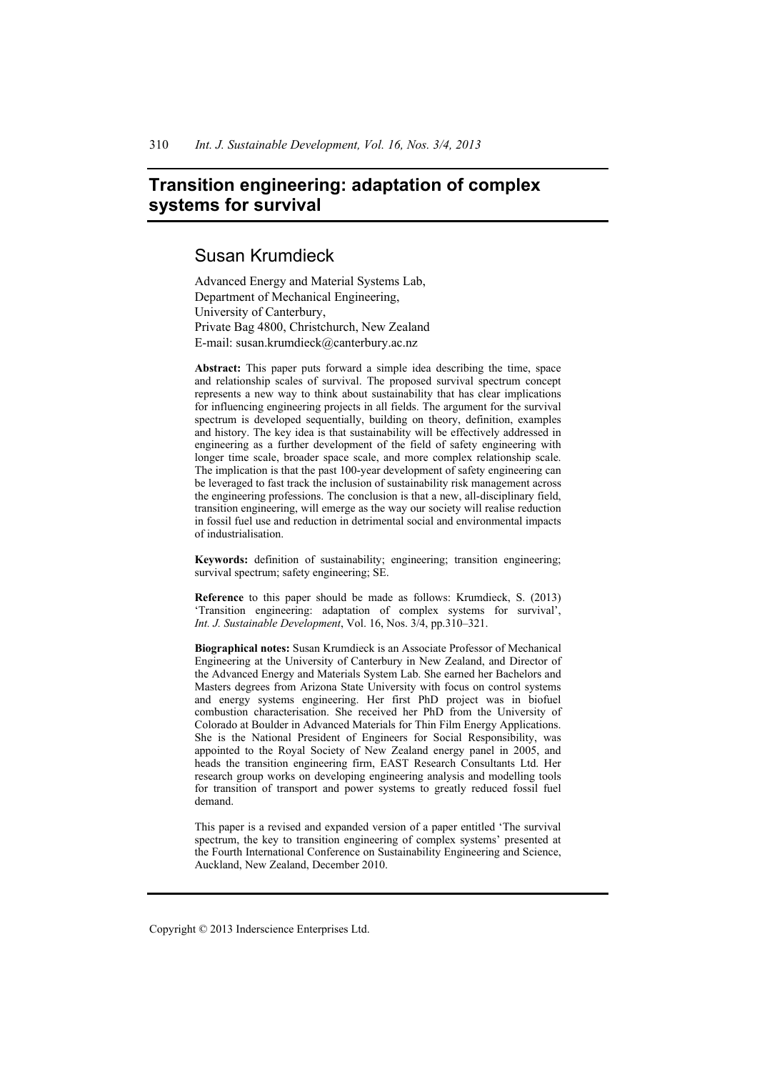# Transition engineering: adaptation of complex systems for survival

## Susan Krumdieck

Advanced Energy and Material Systems Lab,
Department of Mechanical Engineering,
University of Canterbury,
Private Bag 4800, Christchurch, New Zealand
E-mail: susan.krumdieck@canterbury.ac.nz

**Abstract:** This paper puts forward a simple idea describing the time, space and relationship scales of survival. The proposed survival spectrum concept represents a new way to think about sustainability that has clear implications for influencing engineering projects in all fields. The argument for the survival spectrum is developed sequentially, building on theory, definition, examples and history. The key idea is that sustainability will be effectively addressed in engineering as a further development of the field of safety engineering with longer time scale, broader space scale, and more complex relationship scale. The implication is that the past 100-year development of safety engineering can be leveraged to fast track the inclusion of sustainability risk management across the engineering professions. The conclusion is that a new, all-disciplinary field, transition engineering, will emerge as the way our society will realise reduction in fossil fuel use and reduction in detrimental social and environmental impacts of industrialisation.

**Keywords:** definition of sustainability; engineering; transition engineering; survival spectrum; safety engineering; SE.

**Reference** to this paper should be made as follows: Krumdieck, S. (2013) 'Transition engineering: adaptation of complex systems for survival', *Int. J. Sustainable Development*, Vol. 16, Nos. 3/4, pp.310–321.

**Biographical notes:** Susan Krumdieck is an Associate Professor of Mechanical Engineering at the University of Canterbury in New Zealand, and Director of the Advanced Energy and Materials System Lab. She earned her Bachelors and Masters degrees from Arizona State University with focus on control systems and energy systems engineering. Her first PhD project was in biofuel combustion characterisation. She received her PhD from the University of Colorado at Boulder in Advanced Materials for Thin Film Energy Applications. She is the National President of Engineers for Social Responsibility, was appointed to the Royal Society of New Zealand energy panel in 2005, and heads the transition engineering firm, EAST Research Consultants Ltd. Her research group works on developing engineering analysis and modelling tools for transition of transport and power systems to greatly reduced fossil fuel demand.

This paper is a revised and expanded version of a paper entitled 'The survival spectrum, the key to transition engineering of complex systems' presented at the Fourth International Conference on Sustainability Engineering and Science, Auckland, New Zealand, December 2010.

Copyright © 2013 Inderscience Enterprises Ltd.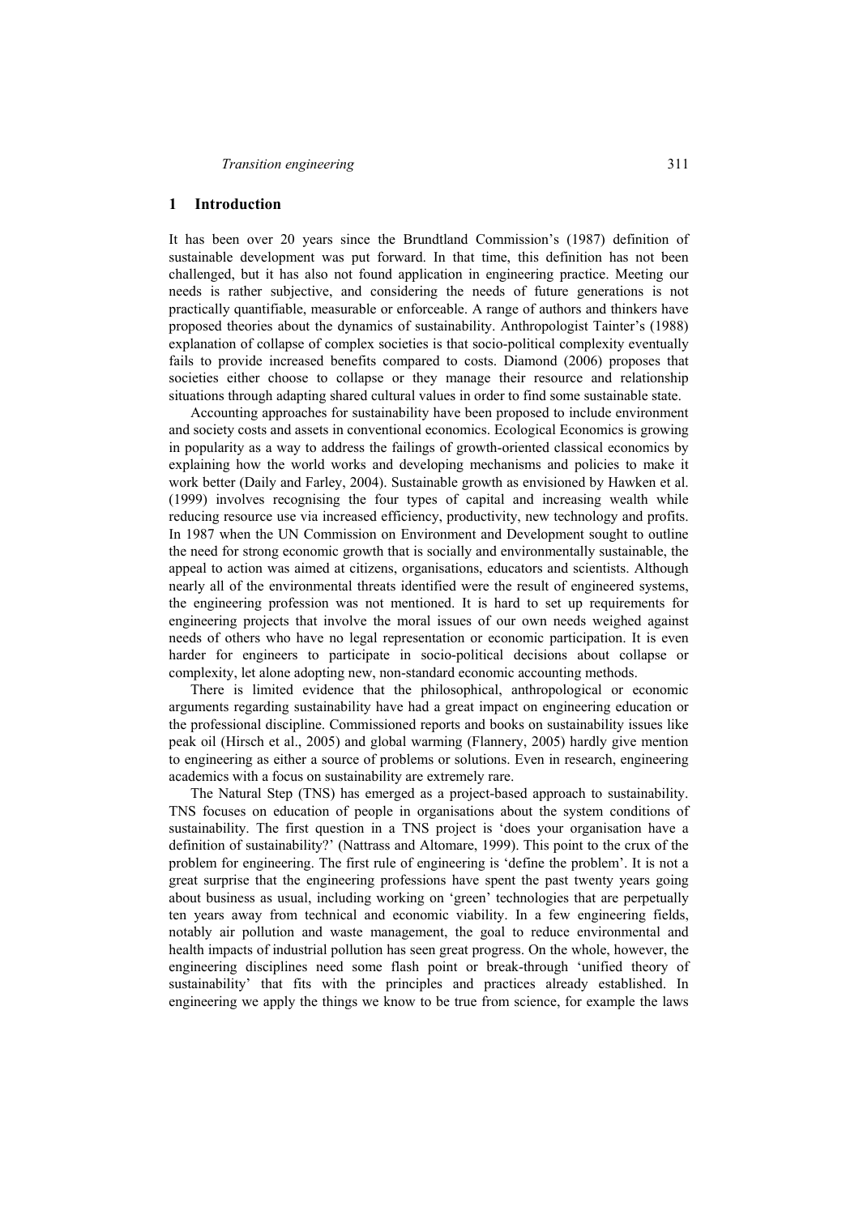## 1 Introduction

It has been over 20 years since the Brundtland Commission's (1987) definition of sustainable development was put forward. In that time, this definition has not been challenged, but it has also not found application in engineering practice. Meeting our needs is rather subjective, and considering the needs of future generations is not practically quantifiable, measurable or enforceable. A range of authors and thinkers have proposed theories about the dynamics of sustainability. Anthropologist Tainter's (1988) explanation of collapse of complex societies is that socio-political complexity eventually fails to provide increased benefits compared to costs. Diamond (2006) proposes that societies either choose to collapse or they manage their resource and relationship situations through adapting shared cultural values in order to find some sustainable state.

Accounting approaches for sustainability have been proposed to include environment and society costs and assets in conventional economics. Ecological Economics is growing in popularity as a way to address the failings of growth-oriented classical economics by explaining how the world works and developing mechanisms and policies to make it work better (Daily and Farley, 2004). Sustainable growth as envisioned by Hawken et al. (1999) involves recognising the four types of capital and increasing wealth while reducing resource use via increased efficiency, productivity, new technology and profits. In 1987 when the UN Commission on Environment and Development sought to outline the need for strong economic growth that is socially and environmentally sustainable, the appeal to action was aimed at citizens, organisations, educators and scientists. Although nearly all of the environmental threats identified were the result of engineered systems, the engineering profession was not mentioned. It is hard to set up requirements for engineering projects that involve the moral issues of our own needs weighed against needs of others who have no legal representation or economic participation. It is even harder for engineers to participate in socio-political decisions about collapse or complexity, let alone adopting new, non-standard economic accounting methods.

There is limited evidence that the philosophical, anthropological or economic arguments regarding sustainability have had a great impact on engineering education or the professional discipline. Commissioned reports and books on sustainability issues like peak oil (Hirsch et al., 2005) and global warming (Flannery, 2005) hardly give mention to engineering as either a source of problems or solutions. Even in research, engineering academics with a focus on sustainability are extremely rare.

The Natural Step (TNS) has emerged as a project-based approach to sustainability. TNS focuses on education of people in organisations about the system conditions of sustainability. The first question in a TNS project is 'does your organisation have a definition of sustainability?' (Nattrass and Altomare, 1999). This point to the crux of the problem for engineering. The first rule of engineering is 'define the problem'. It is not a great surprise that the engineering professions have spent the past twenty years going about business as usual, including working on 'green' technologies that are perpetually ten years away from technical and economic viability. In a few engineering fields, notably air pollution and waste management, the goal to reduce environmental and health impacts of industrial pollution has seen great progress. On the whole, however, the engineering disciplines need some flash point or break-through 'unified theory of sustainability' that fits with the principles and practices already established. In engineering we apply the things we know to be true from science, for example the laws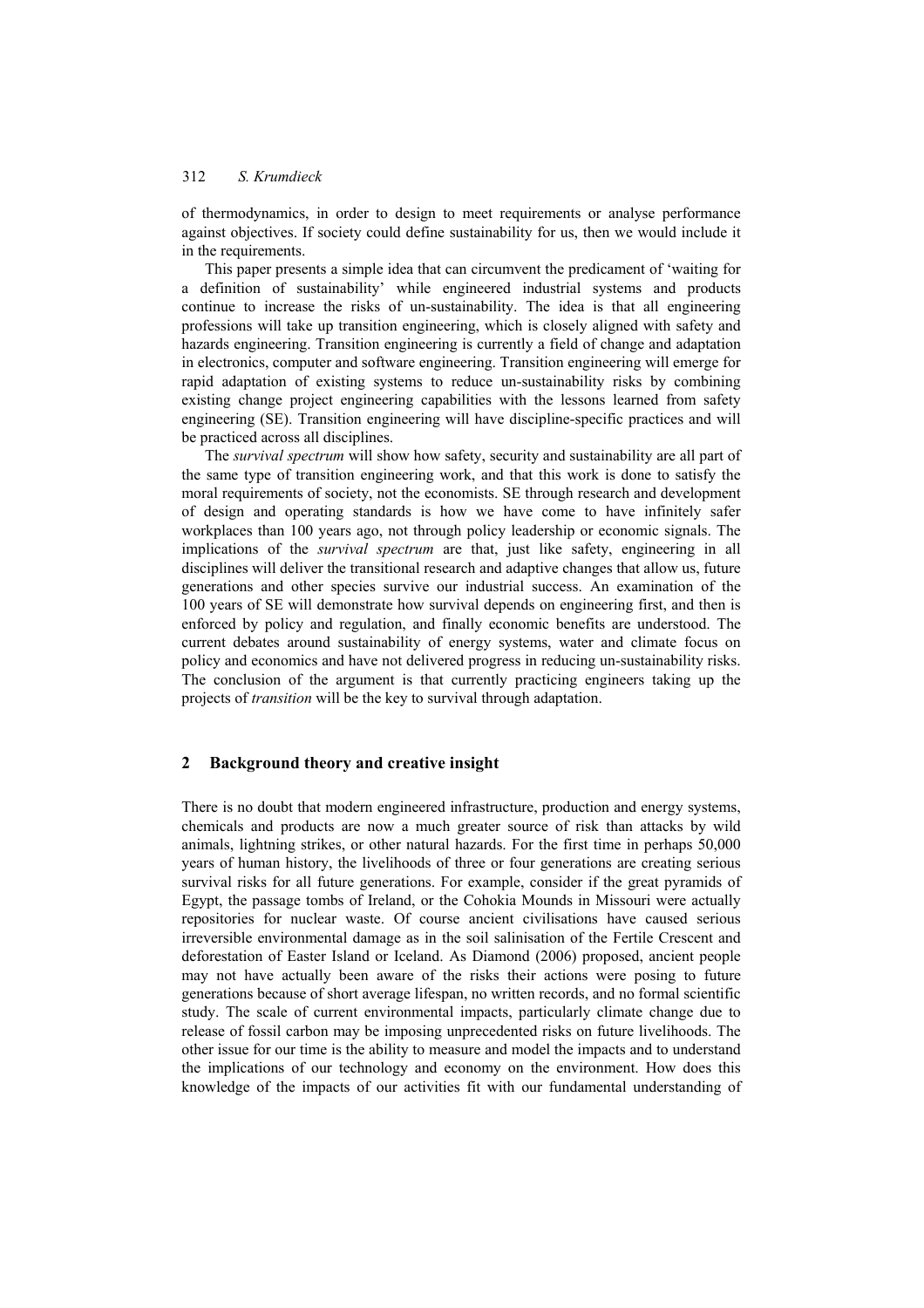of thermodynamics, in order to design to meet requirements or analyse performance against objectives. If society could define sustainability for us, then we would include it in the requirements.

This paper presents a simple idea that can circumvent the predicament of 'waiting for a definition of sustainability' while engineered industrial systems and products continue to increase the risks of un-sustainability. The idea is that all engineering professions will take up transition engineering, which is closely aligned with safety and hazards engineering. Transition engineering is currently a field of change and adaptation in electronics, computer and software engineering. Transition engineering will emerge for rapid adaptation of existing systems to reduce un-sustainability risks by combining existing change project engineering capabilities with the lessons learned from safety engineering (SE). Transition engineering will have discipline-specific practices and will be practiced across all disciplines.

The *survival spectrum* will show how safety, security and sustainability are all part of the same type of transition engineering work, and that this work is done to satisfy the moral requirements of society, not the economists. SE through research and development of design and operating standards is how we have come to have infinitely safer workplaces than 100 years ago, not through policy leadership or economic signals. The implications of the *survival spectrum* are that, just like safety, engineering in all disciplines will deliver the transitional research and adaptive changes that allow us, future generations and other species survive our industrial success. An examination of the 100 years of SE will demonstrate how survival depends on engineering first, and then is enforced by policy and regulation, and finally economic benefits are understood. The current debates around sustainability of energy systems, water and climate focus on policy and economics and have not delivered progress in reducing un-sustainability risks. The conclusion of the argument is that currently practicing engineers taking up the projects of *transition* will be the key to survival through adaptation.

## 2 Background theory and creative insight

There is no doubt that modern engineered infrastructure, production and energy systems, chemicals and products are now a much greater source of risk than attacks by wild animals, lightning strikes, or other natural hazards. For the first time in perhaps 50,000 years of human history, the livelihoods of three or four generations are creating serious survival risks for all future generations. For example, consider if the great pyramids of Egypt, the passage tombs of Ireland, or the Cohokia Mounds in Missouri were actually repositories for nuclear waste. Of course ancient civilisations have caused serious irreversible environmental damage as in the soil salinisation of the Fertile Crescent and deforestation of Easter Island or Iceland. As Diamond (2006) proposed, ancient people may not have actually been aware of the risks their actions were posing to future generations because of short average lifespan, no written records, and no formal scientific study. The scale of current environmental impacts, particularly climate change due to release of fossil carbon may be imposing unprecedented risks on future livelihoods. The other issue for our time is the ability to measure and model the impacts and to understand the implications of our technology and economy on the environment. How does this knowledge of the impacts of our activities fit with our fundamental understanding of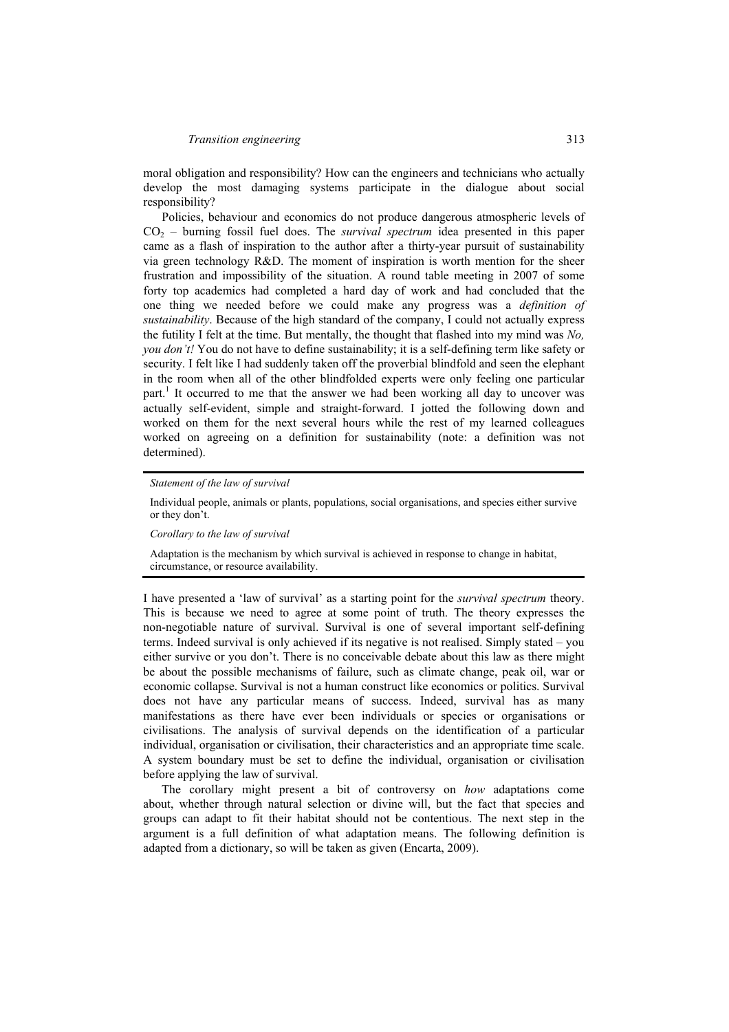moral obligation and responsibility? How can the engineers and technicians who actually develop the most damaging systems participate in the dialogue about social responsibility?

Policies, behaviour and economics do not produce dangerous atmospheric levels of $CO_2$ – burning fossil fuel does. The *survival spectrum* idea presented in this paper came as a flash of inspiration to the author after a thirty-year pursuit of sustainability via green technology R&D. The moment of inspiration is worth mention for the sheer frustration and impossibility of the situation. A round table meeting in 2007 of some forty top academics had completed a hard day of work and had concluded that the one thing we needed before we could make any progress was a *definition of sustainability*. Because of the high standard of the company, I could not actually express the futility I felt at the time. But mentally, the thought that flashed into my mind was *No, you don't!* You do not have to define sustainability; it is a self-defining term like safety or security. I felt like I had suddenly taken off the proverbial blindfold and seen the elephant in the room when all of the other blindfolded experts were only feeling one particular part.[1] It occurred to me that the answer we had been working all day to uncover was actually self-evident, simple and straight-forward. I jotted the following down and worked on them for the next several hours while the rest of my learned colleagues worked on agreeing on a definition for sustainability (note: a definition was not determined).

---

*Statement of the law of survival*

Individual people, animals or plants, populations, social organisations, and species either survive or they don't.

*Corollary to the law of survival*

Adaptation is the mechanism by which survival is achieved in response to change in habitat, circumstance, or resource availability.

---

I have presented a 'law of survival' as a starting point for the *survival spectrum* theory. This is because we need to agree at some point of truth. The theory expresses the non-negotiable nature of survival. Survival is one of several important self-defining terms. Indeed survival is only achieved if its negative is not realised. Simply stated – you either survive or you don't. There is no conceivable debate about this law as there might be about the possible mechanisms of failure, such as climate change, peak oil, war or economic collapse. Survival is not a human construct like economics or politics. Survival does not have any particular means of success. Indeed, survival has as many manifestations as there have ever been individuals or species or organisations or civilisations. The analysis of survival depends on the identification of a particular individual, organisation or civilisation, their characteristics and an appropriate time scale. A system boundary must be set to define the individual, organisation or civilisation before applying the law of survival.

The corollary might present a bit of controversy on *how* adaptations come about, whether through natural selection or divine will, but the fact that species and groups can adapt to fit their habitat should not be contentious. The next step in the argument is a full definition of what adaptation means. The following definition is adapted from a dictionary, so will be taken as given (Encarta, 2009).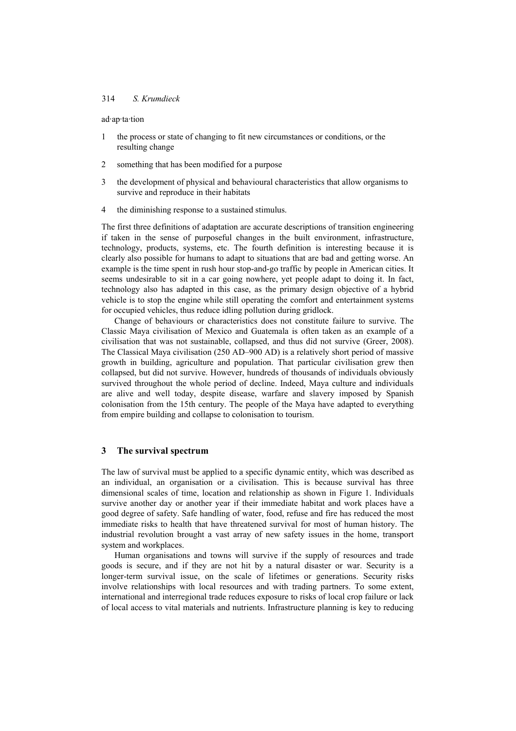ad·ap·ta·tion

1. the process or state of changing to fit new circumstances or conditions, or the resulting change
2. something that has been modified for a purpose
3. the development of physical and behavioural characteristics that allow organisms to survive and reproduce in their habitats
4. the diminishing response to a sustained stimulus.

The first three definitions of adaptation are accurate descriptions of transition engineering if taken in the sense of purposeful changes in the built environment, infrastructure, technology, products, systems, etc. The fourth definition is interesting because it is clearly also possible for humans to adapt to situations that are bad and getting worse. An example is the time spent in rush hour stop-and-go traffic by people in American cities. It seems undesirable to sit in a car going nowhere, yet people adapt to doing it. In fact, technology also has adapted in this case, as the primary design objective of a hybrid vehicle is to stop the engine while still operating the comfort and entertainment systems for occupied vehicles, thus reduce idling pollution during gridlock.

Change of behaviours or characteristics does not constitute failure to survive. The Classic Maya civilisation of Mexico and Guatemala is often taken as an example of a civilisation that was not sustainable, collapsed, and thus did not survive (Greer, 2008). The Classical Maya civilisation (250 AD–900 AD) is a relatively short period of massive growth in building, agriculture and population. That particular civilisation grew then collapsed, but did not survive. However, hundreds of thousands of individuals obviously survived throughout the whole period of decline. Indeed, Maya culture and individuals are alive and well today, despite disease, warfare and slavery imposed by Spanish colonisation from the 15th century. The people of the Maya have adapted to everything from empire building and collapse to colonisation to tourism.

## 3 The survival spectrum

The law of survival must be applied to a specific dynamic entity, which was described as an individual, an organisation or a civilisation. This is because survival has three dimensional scales of time, location and relationship as shown in Figure 1. Individuals survive another day or another year if their immediate habitat and work places have a good degree of safety. Safe handling of water, food, refuse and fire has reduced the most immediate risks to health that have threatened survival for most of human history. The industrial revolution brought a vast array of new safety issues in the home, transport system and workplaces.

Human organisations and towns will survive if the supply of resources and trade goods is secure, and if they are not hit by a natural disaster or war. Security is a longer-term survival issue, on the scale of lifetimes or generations. Security risks involve relationships with local resources and with trading partners. To some extent, international and interregional trade reduces exposure to risks of local crop failure or lack of local access to vital materials and nutrients. Infrastructure planning is key to reducing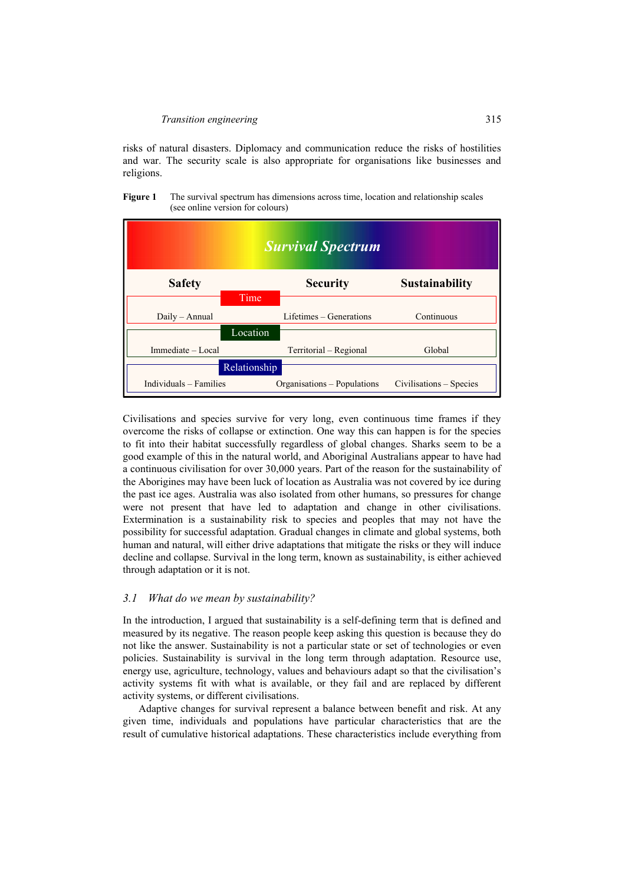risks of natural disasters. Diplomacy and communication reduce the risks of hostilities and war. The security scale is also appropriate for organisations like businesses and religions.

**Figure 1** The survival spectrum has dimensions across time, location and relationship scales (see online version for colours)

| *Survival Spectrum* | | |
|---|---|---|
| **Safety** | **Security** | **Sustainability** |
| **Time** | | |
| Daily – Annual | Lifetimes – Generations | Continuous |
| **Location** | | |
| Immediate – Local | Territorial – Regional | Global |
| **Relationship** | | |
| Individuals – Families | Organisations – Populations | Civilisations – Species |

Civilisations and species survive for very long, even continuous time frames if they overcome the risks of collapse or extinction. One way this can happen is for the species to fit into their habitat successfully regardless of global changes. Sharks seem to be a good example of this in the natural world, and Aboriginal Australians appear to have had a continuous civilisation for over 30,000 years. Part of the reason for the sustainability of the Aborigines may have been luck of location as Australia was not covered by ice during the past ice ages. Australia was also isolated from other humans, so pressures for change were not present that have led to adaptation and change in other civilisations. Extermination is a sustainability risk to species and peoples that may not have the possibility for successful adaptation. Gradual changes in climate and global systems, both human and natural, will either drive adaptations that mitigate the risks or they will induce decline and collapse. Survival in the long term, known as sustainability, is either achieved through adaptation or it is not.

### *3.1 What do we mean by sustainability?*

In the introduction, I argued that sustainability is a self-defining term that is defined and measured by its negative. The reason people keep asking this question is because they do not like the answer. Sustainability is not a particular state or set of technologies or even policies. Sustainability is survival in the long term through adaptation. Resource use, energy use, agriculture, technology, values and behaviours adapt so that the civilisation's activity systems fit with what is available, or they fail and are replaced by different activity systems, or different civilisations.

Adaptive changes for survival represent a balance between benefit and risk. At any given time, individuals and populations have particular characteristics that are the result of cumulative historical adaptations. These characteristics include everything from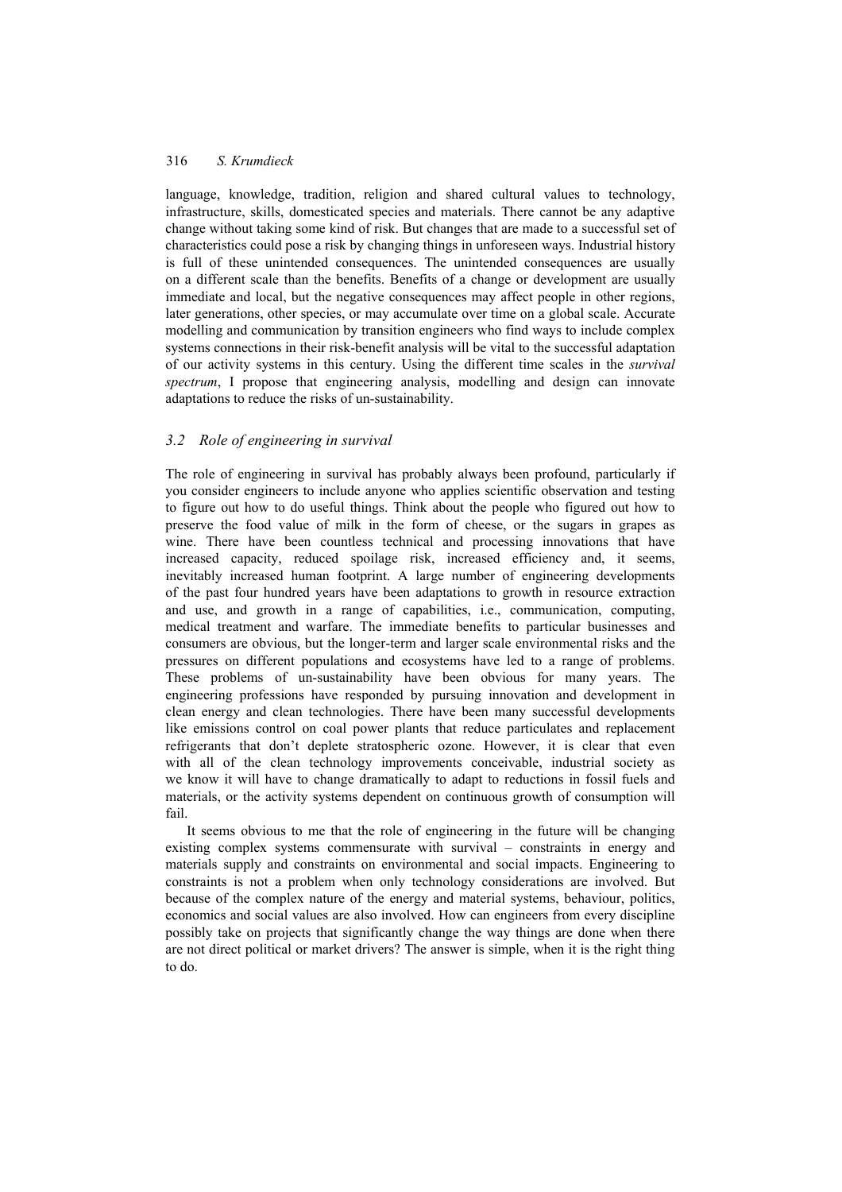language, knowledge, tradition, religion and shared cultural values to technology, infrastructure, skills, domesticated species and materials. There cannot be any adaptive change without taking some kind of risk. But changes that are made to a successful set of characteristics could pose a risk by changing things in unforeseen ways. Industrial history is full of these unintended consequences. The unintended consequences are usually on a different scale than the benefits. Benefits of a change or development are usually immediate and local, but the negative consequences may affect people in other regions, later generations, other species, or may accumulate over time on a global scale. Accurate modelling and communication by transition engineers who find ways to include complex systems connections in their risk-benefit analysis will be vital to the successful adaptation of our activity systems in this century. Using the different time scales in the *survival spectrum*, I propose that engineering analysis, modelling and design can innovate adaptations to reduce the risks of un-sustainability.

### *3.2 Role of engineering in survival*

The role of engineering in survival has probably always been profound, particularly if you consider engineers to include anyone who applies scientific observation and testing to figure out how to do useful things. Think about the people who figured out how to preserve the food value of milk in the form of cheese, or the sugars in grapes as wine. There have been countless technical and processing innovations that have increased capacity, reduced spoilage risk, increased efficiency and, it seems, inevitably increased human footprint. A large number of engineering developments of the past four hundred years have been adaptations to growth in resource extraction and use, and growth in a range of capabilities, i.e., communication, computing, medical treatment and warfare. The immediate benefits to particular businesses and consumers are obvious, but the longer-term and larger scale environmental risks and the pressures on different populations and ecosystems have led to a range of problems. These problems of un-sustainability have been obvious for many years. The engineering professions have responded by pursuing innovation and development in clean energy and clean technologies. There have been many successful developments like emissions control on coal power plants that reduce particulates and replacement refrigerants that don't deplete stratospheric ozone. However, it is clear that even with all of the clean technology improvements conceivable, industrial society as we know it will have to change dramatically to adapt to reductions in fossil fuels and materials, or the activity systems dependent on continuous growth of consumption will fail.

It seems obvious to me that the role of engineering in the future will be changing existing complex systems commensurate with survival – constraints in energy and materials supply and constraints on environmental and social impacts. Engineering to constraints is not a problem when only technology considerations are involved. But because of the complex nature of the energy and material systems, behaviour, politics, economics and social values are also involved. How can engineers from every discipline possibly take on projects that significantly change the way things are done when there are not direct political or market drivers? The answer is simple, when it is the right thing to do.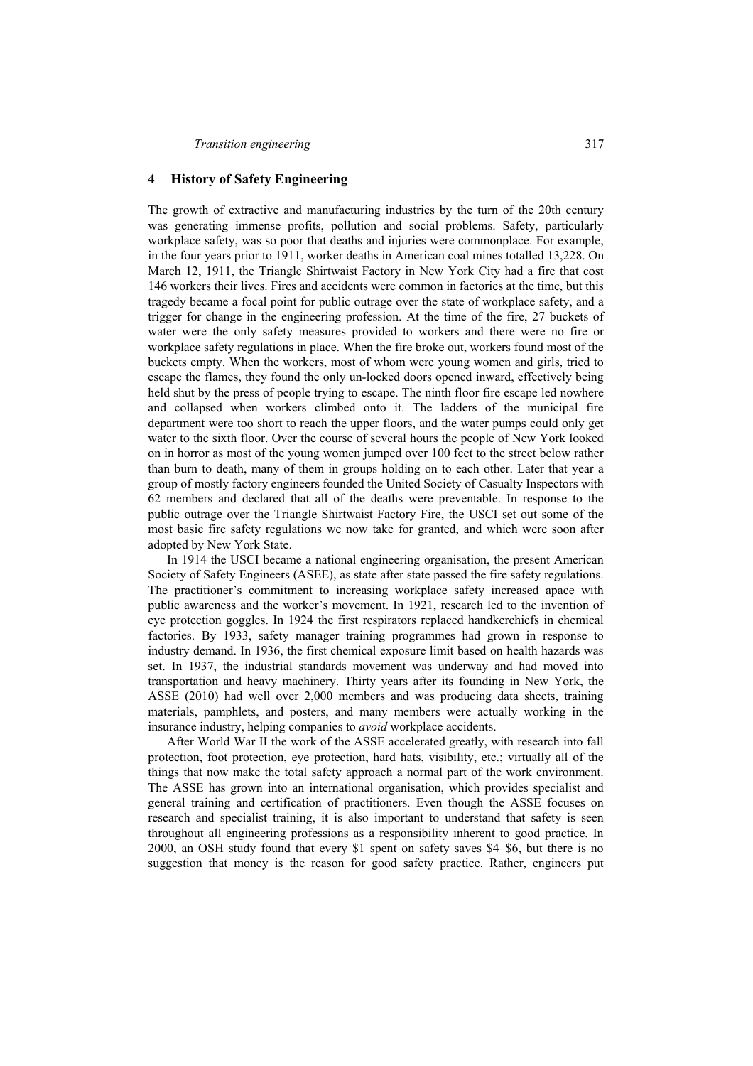## 4 History of Safety Engineering

The growth of extractive and manufacturing industries by the turn of the 20th century was generating immense profits, pollution and social problems. Safety, particularly workplace safety, was so poor that deaths and injuries were commonplace. For example, in the four years prior to 1911, worker deaths in American coal mines totalled 13,228. On March 12, 1911, the Triangle Shirtwaist Factory in New York City had a fire that cost 146 workers their lives. Fires and accidents were common in factories at the time, but this tragedy became a focal point for public outrage over the state of workplace safety, and a trigger for change in the engineering profession. At the time of the fire, 27 buckets of water were the only safety measures provided to workers and there were no fire or workplace safety regulations in place. When the fire broke out, workers found most of the buckets empty. When the workers, most of whom were young women and girls, tried to escape the flames, they found the only un-locked doors opened inward, effectively being held shut by the press of people trying to escape. The ninth floor fire escape led nowhere and collapsed when workers climbed onto it. The ladders of the municipal fire department were too short to reach the upper floors, and the water pumps could only get water to the sixth floor. Over the course of several hours the people of New York looked on in horror as most of the young women jumped over 100 feet to the street below rather than burn to death, many of them in groups holding on to each other. Later that year a group of mostly factory engineers founded the United Society of Casualty Inspectors with 62 members and declared that all of the deaths were preventable. In response to the public outrage over the Triangle Shirtwaist Factory Fire, the USCI set out some of the most basic fire safety regulations we now take for granted, and which were soon after adopted by New York State.

In 1914 the USCI became a national engineering organisation, the present American Society of Safety Engineers (ASEE), as state after state passed the fire safety regulations. The practitioner's commitment to increasing workplace safety increased apace with public awareness and the worker's movement. In 1921, research led to the invention of eye protection goggles. In 1924 the first respirators replaced handkerchiefs in chemical factories. By 1933, safety manager training programmes had grown in response to industry demand. In 1936, the first chemical exposure limit based on health hazards was set. In 1937, the industrial standards movement was underway and had moved into transportation and heavy machinery. Thirty years after its founding in New York, the ASSE (2010) had well over 2,000 members and was producing data sheets, training materials, pamphlets, and posters, and many members were actually working in the insurance industry, helping companies to *avoid* workplace accidents.

After World War II the work of the ASSE accelerated greatly, with research into fall protection, foot protection, eye protection, hard hats, visibility, etc.; virtually all of the things that now make the total safety approach a normal part of the work environment. The ASSE has grown into an international organisation, which provides specialist and general training and certification of practitioners. Even though the ASSE focuses on research and specialist training, it is also important to understand that safety is seen throughout all engineering professions as a responsibility inherent to good practice. In 2000, an OSH study found that every $1 spent on safety saves $4–$6, but there is no suggestion that money is the reason for good safety practice. Rather, engineers put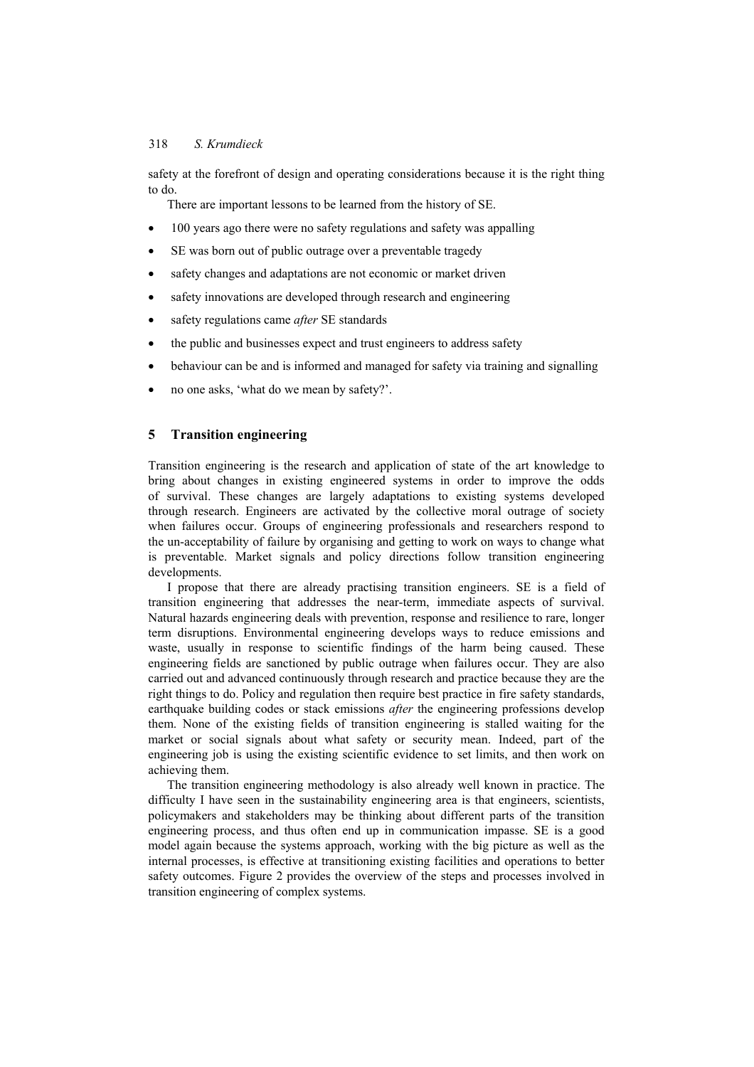safety at the forefront of design and operating considerations because it is the right thing to do.

There are important lessons to be learned from the history of SE.

- 100 years ago there were no safety regulations and safety was appalling
- SE was born out of public outrage over a preventable tragedy
- safety changes and adaptations are not economic or market driven
- safety innovations are developed through research and engineering
- safety regulations came *after* SE standards
- the public and businesses expect and trust engineers to address safety
- behaviour can be and is informed and managed for safety via training and signalling
- no one asks, 'what do we mean by safety?'.

## 5 Transition engineering

Transition engineering is the research and application of state of the art knowledge to bring about changes in existing engineered systems in order to improve the odds of survival. These changes are largely adaptations to existing systems developed through research. Engineers are activated by the collective moral outrage of society when failures occur. Groups of engineering professionals and researchers respond to the un-acceptability of failure by organising and getting to work on ways to change what is preventable. Market signals and policy directions follow transition engineering developments.

I propose that there are already practising transition engineers. SE is a field of transition engineering that addresses the near-term, immediate aspects of survival. Natural hazards engineering deals with prevention, response and resilience to rare, longer term disruptions. Environmental engineering develops ways to reduce emissions and waste, usually in response to scientific findings of the harm being caused. These engineering fields are sanctioned by public outrage when failures occur. They are also carried out and advanced continuously through research and practice because they are the right things to do. Policy and regulation then require best practice in fire safety standards, earthquake building codes or stack emissions *after* the engineering professions develop them. None of the existing fields of transition engineering is stalled waiting for the market or social signals about what safety or security mean. Indeed, part of the engineering job is using the existing scientific evidence to set limits, and then work on achieving them.

The transition engineering methodology is also already well known in practice. The difficulty I have seen in the sustainability engineering area is that engineers, scientists, policymakers and stakeholders may be thinking about different parts of the transition engineering process, and thus often end up in communication impasse. SE is a good model again because the systems approach, working with the big picture as well as the internal processes, is effective at transitioning existing facilities and operations to better safety outcomes. Figure 2 provides the overview of the steps and processes involved in transition engineering of complex systems.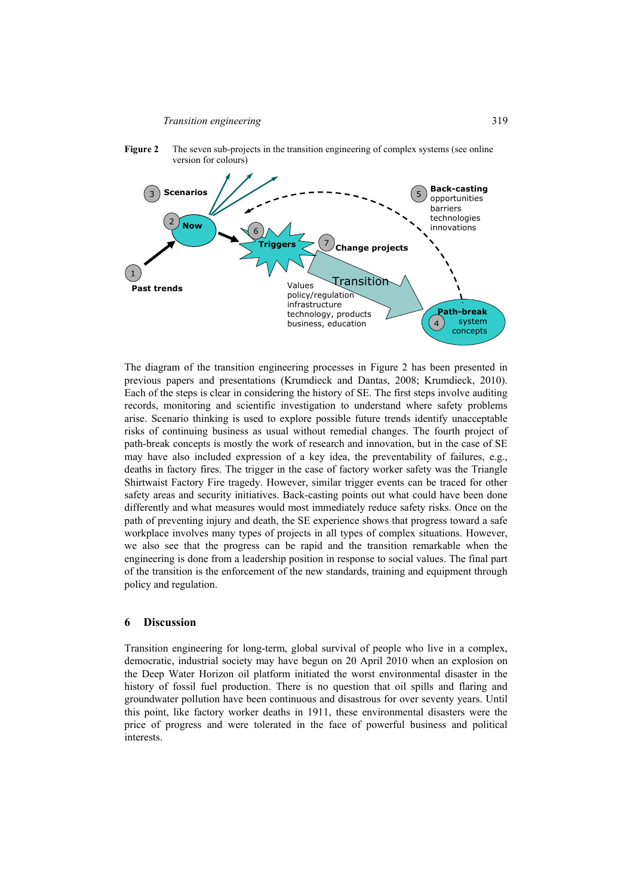**Figure 2** The seven sub-projects in the transition engineering of complex systems (see online version for colours)

The diagram of the transition engineering processes in Figure 2 has been presented in previous papers and presentations (Krumdieck and Dantas, 2008; Krumdieck, 2010). Each of the steps is clear in considering the history of SE. The first steps involve auditing records, monitoring and scientific investigation to understand where safety problems arise. Scenario thinking is used to explore possible future trends identify unacceptable risks of continuing business as usual without remedial changes. The fourth project of path-break concepts is mostly the work of research and innovation, but in the case of SE may have also included expression of a key idea, the preventability of failures, e.g., deaths in factory fires. The trigger in the case of factory worker safety was the Triangle Shirtwaist Factory Fire tragedy. However, similar trigger events can be traced for other safety areas and security initiatives. Back-casting points out what could have been done differently and what measures would most immediately reduce safety risks. Once on the path of preventing injury and death, the SE experience shows that progress toward a safe workplace involves many types of projects in all types of complex situations. However, we also see that the progress can be rapid and the transition remarkable when the engineering is done from a leadership position in response to social values. The final part of the transition is the enforcement of the new standards, training and equipment through policy and regulation.

## 6 Discussion

Transition engineering for long-term, global survival of people who live in a complex, democratic, industrial society may have begun on 20 April 2010 when an explosion on the Deep Water Horizon oil platform initiated the worst environmental disaster in the history of fossil fuel production. There is no question that oil spills and flaring and groundwater pollution have been continuous and disastrous for over seventy years. Until this point, like factory worker deaths in 1911, these environmental disasters were the price of progress and were tolerated in the face of powerful business and political interests.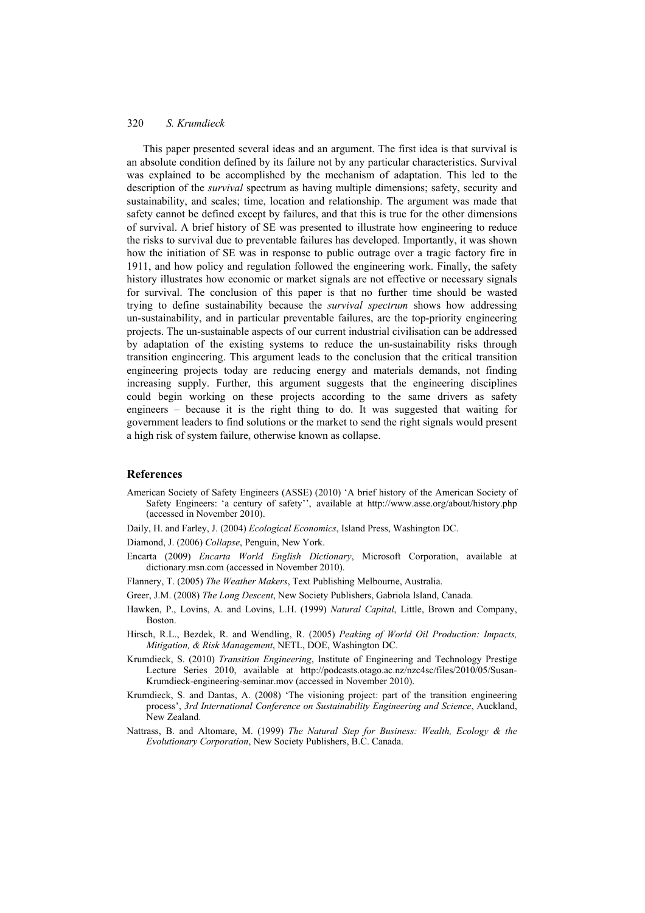This paper presented several ideas and an argument. The first idea is that survival is an absolute condition defined by its failure not by any particular characteristics. Survival was explained to be accomplished by the mechanism of adaptation. This led to the description of the *survival* spectrum as having multiple dimensions; safety, security and sustainability, and scales; time, location and relationship. The argument was made that safety cannot be defined except by failures, and that this is true for the other dimensions of survival. A brief history of SE was presented to illustrate how engineering to reduce the risks to survival due to preventable failures has developed. Importantly, it was shown how the initiation of SE was in response to public outrage over a tragic factory fire in 1911, and how policy and regulation followed the engineering work. Finally, the safety history illustrates how economic or market signals are not effective or necessary signals for survival. The conclusion of this paper is that no further time should be wasted trying to define sustainability because the *survival spectrum* shows how addressing un-sustainability, and in particular preventable failures, are the top-priority engineering projects. The un-sustainable aspects of our current industrial civilisation can be addressed by adaptation of the existing systems to reduce the un-sustainability risks through transition engineering. This argument leads to the conclusion that the critical transition engineering projects today are reducing energy and materials demands, not finding increasing supply. Further, this argument suggests that the engineering disciplines could begin working on these projects according to the same drivers as safety engineers – because it is the right thing to do. It was suggested that waiting for government leaders to find solutions or the market to send the right signals would present a high risk of system failure, otherwise known as collapse.

## References

American Society of Safety Engineers (ASSE) (2010) 'A brief history of the American Society of Safety Engineers: 'a century of safety'', available at http://www.asse.org/about/history.php (accessed in November 2010).

Daily, H. and Farley, J. (2004) *Ecological Economics*, Island Press, Washington DC.

Diamond, J. (2006) *Collapse*, Penguin, New York.

Encarta (2009) *Encarta World English Dictionary*, Microsoft Corporation, available at dictionary.msn.com (accessed in November 2010).

Flannery, T. (2005) *The Weather Makers*, Text Publishing Melbourne, Australia.

Greer, J.M. (2008) *The Long Descent*, New Society Publishers, Gabriola Island, Canada.

Hawken, P., Lovins, A. and Lovins, L.H. (1999) *Natural Capital*, Little, Brown and Company, Boston.

Hirsch, R.L., Bezdek, R. and Wendling, R. (2005) *Peaking of World Oil Production: Impacts, Mitigation, & Risk Management*, NETL, DOE, Washington DC.

Krumdieck, S. (2010) *Transition Engineering*, Institute of Engineering and Technology Prestige Lecture Series 2010, available at http://podcasts.otago.ac.nz/nzc4sc/files/2010/05/Susan-Krumdieck-engineering-seminar.mov (accessed in November 2010).

Krumdieck, S. and Dantas, A. (2008) 'The visioning project: part of the transition engineering process', *3rd International Conference on Sustainability Engineering and Science*, Auckland, New Zealand.

Nattrass, B. and Altomare, M. (1999) *The Natural Step for Business: Wealth, Ecology & the Evolutionary Corporation*, New Society Publishers, B.C. Canada.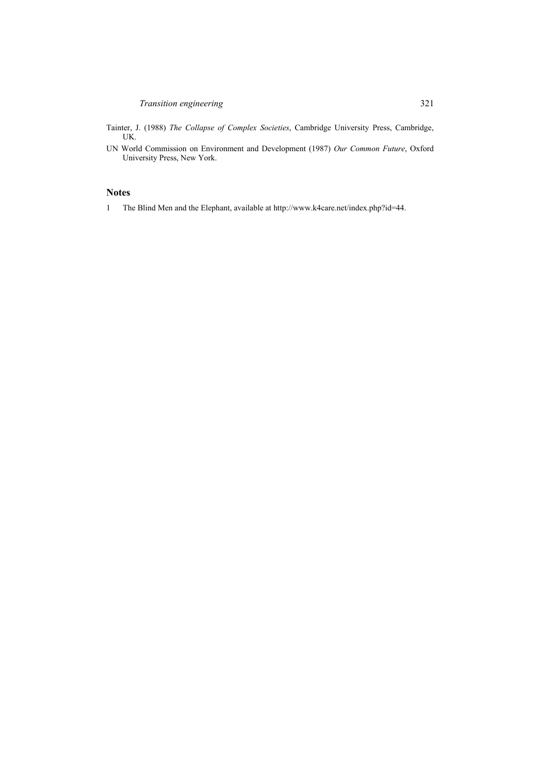Tainter, J. (1988) *The Collapse of Complex Societies*, Cambridge University Press, Cambridge, UK.

UN World Commission on Environment and Development (1987) *Our Common Future*, Oxford University Press, New York.

## Notes

1 The Blind Men and the Elephant, available at http://www.k4care.net/index.php?id=44.